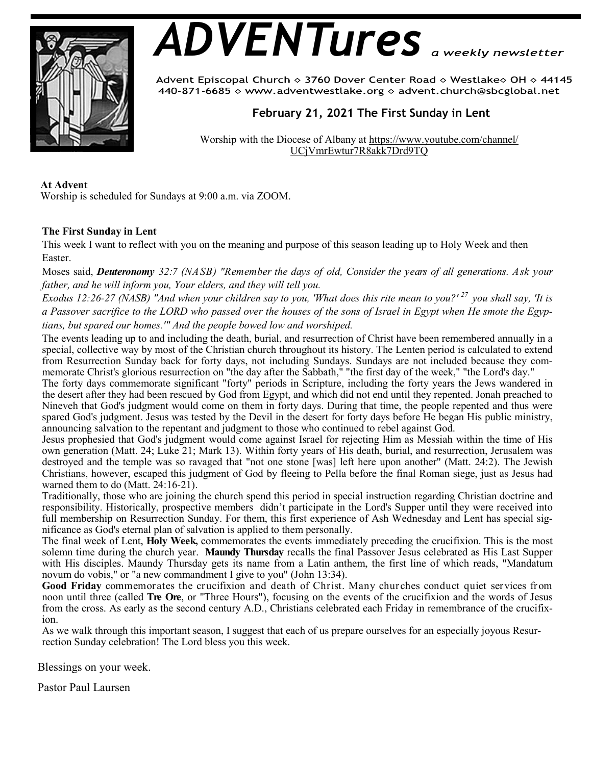# ADVENTures *a weekly newsletter*

Advent Episcopal Church ◇ 3760 Dover Center Road ◇ Westlake◇ OH ◇ 44145
440-871-6685 ◇ www.adventwestlake.org ◇ advent.church@sbcglobal.net

## February 21, 2021 The First Sunday in Lent

Worship with the Diocese of Albany at https://www.youtube.com/channel/UCjVmrEwtur7R8akk7Drd9TQ

**At Advent**

Worship is scheduled for Sundays at 9:00 a.m. via ZOOM.

**The First Sunday in Lent**

This week I want to reflect with you on the meaning and purpose of this season leading up to Holy Week and then Easter.

Moses said, ***Deuteronomy*** *32:7 (NASB) "Remember the days of old, Consider the years of all generations. Ask your father, and he will inform you, Your elders, and they will tell you.*

*Exodus 12:26-27 (NASB) "And when your children say to you, 'What does this rite mean to you?' [27] you shall say, 'It is a Passover sacrifice to the LORD who passed over the houses of the sons of Israel in Egypt when He smote the Egyptians, but spared our homes.'" And the people bowed low and worshiped.*

The events leading up to and including the death, burial, and resurrection of Christ have been remembered annually in a special, collective way by most of the Christian church throughout its history. The Lenten period is calculated to extend from Resurrection Sunday back for forty days, not including Sundays. Sundays are not included because they commemorate Christ's glorious resurrection on "the day after the Sabbath," "the first day of the week," "the Lord's day."

The forty days commemorate significant "forty" periods in Scripture, including the forty years the Jews wandered in the desert after they had been rescued by God from Egypt, and which did not end until they repented. Jonah preached to Nineveh that God's judgment would come on them in forty days. During that time, the people repented and thus were spared God's judgment. Jesus was tested by the Devil in the desert for forty days before He began His public ministry, announcing salvation to the repentant and judgment to those who continued to rebel against God.

Jesus prophesied that God's judgment would come against Israel for rejecting Him as Messiah within the time of His own generation (Matt. 24; Luke 21; Mark 13). Within forty years of His death, burial, and resurrection, Jerusalem was destroyed and the temple was so ravaged that "not one stone [was] left here upon another" (Matt. 24:2). The Jewish Christians, however, escaped this judgment of God by fleeing to Pella before the final Roman siege, just as Jesus had warned them to do (Matt. 24:16-21).

Traditionally, those who are joining the church spend this period in special instruction regarding Christian doctrine and responsibility. Historically, prospective members didn't participate in the Lord's Supper until they were received into full membership on Resurrection Sunday. For them, this first experience of Ash Wednesday and Lent has special significance as God's eternal plan of salvation is applied to them personally.

The final week of Lent, **Holy Week,** commemorates the events immediately preceding the crucifixion. This is the most solemn time during the church year. **Maundy Thursday** recalls the final Passover Jesus celebrated as His Last Supper with His disciples. Maundy Thursday gets its name from a Latin anthem, the first line of which reads, "Mandatum novum do vobis," or "a new commandment I give to you" (John 13:34).

**Good Friday** commemorates the crucifixion and death of Christ. Many churches conduct quiet services from noon until three (called **Tre Ore**, or "Three Hours"), focusing on the events of the crucifixion and the words of Jesus from the cross. As early as the second century A.D., Christians celebrated each Friday in remembrance of the crucifixion.

As we walk through this important season, I suggest that each of us prepare ourselves for an especially joyous Resurrection Sunday celebration! The Lord bless you this week.

Blessings on your week.

Pastor Paul Laursen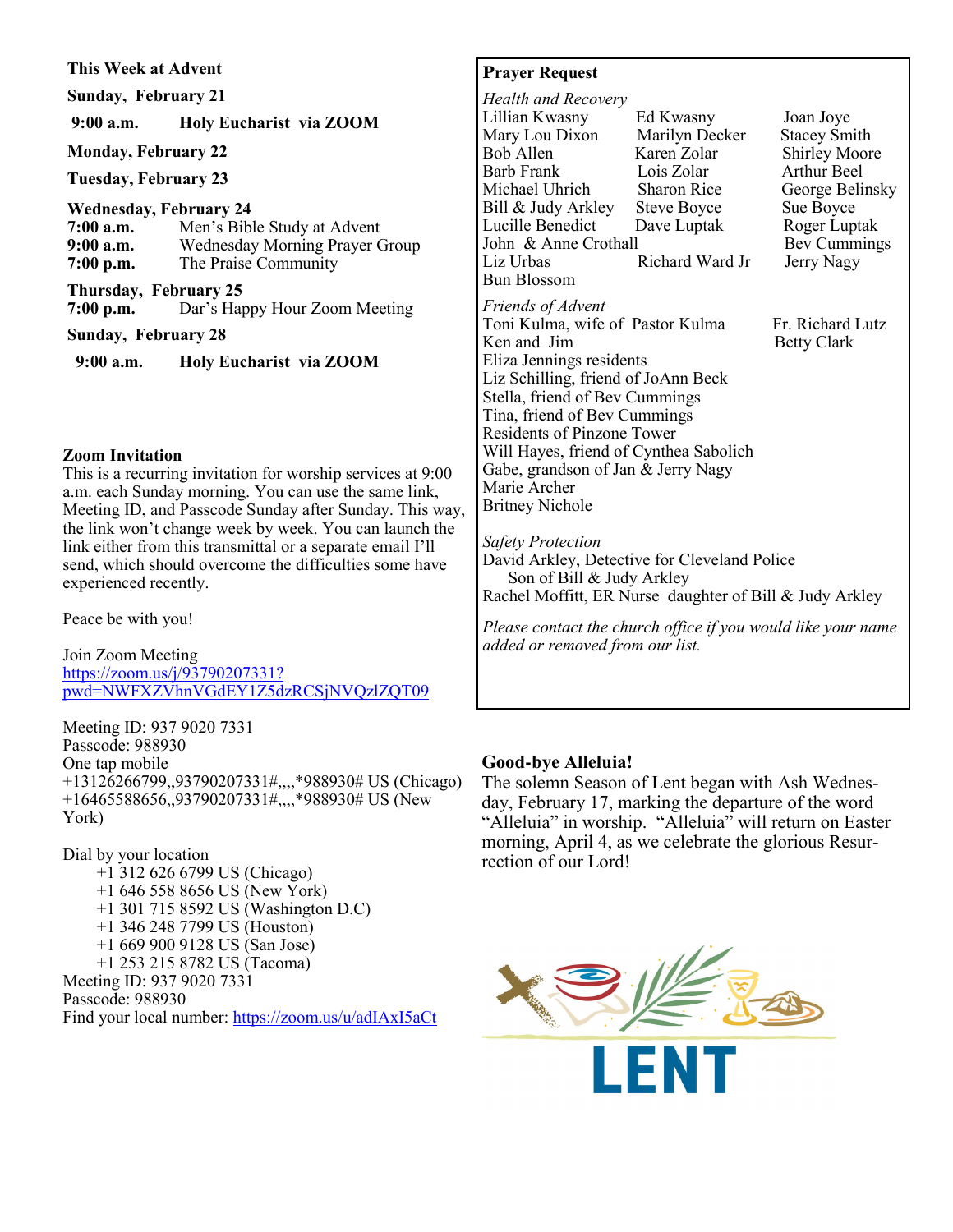**This Week at Advent**

**Sunday, February 21**

**9:00 a.m.** **Holy Eucharist via ZOOM**

**Monday, February 22**

**Tuesday, February 23**

**Wednesday, February 24**

**7:00 a.m.** Men's Bible Study at Advent
**9:00 a.m.** Wednesday Morning Prayer Group
**7:00 p.m.** The Praise Community

**Thursday, February 25**

**7:00 p.m.** Dar's Happy Hour Zoom Meeting

**Sunday, February 28**

**9:00 a.m.** **Holy Eucharist via ZOOM**

**Zoom Invitation**

This is a recurring invitation for worship services at 9:00 a.m. each Sunday morning. You can use the same link, Meeting ID, and Passcode Sunday after Sunday. This way, the link won't change week by week. You can launch the link either from this transmittal or a separate email I'll send, which should overcome the difficulties some have experienced recently.

Peace be with you!

Join Zoom Meeting
https://zoom.us/j/93790207331?pwd=NWFXZVhnVGdEY1Z5dzRCSjNVQzlZQT09

Meeting ID: 937 9020 7331
Passcode: 988930
One tap mobile
+13126266799,,93790207331#,,,,*988930# US (Chicago)
+16465588656,,93790207331#,,,,*988930# US (New York)

Dial by your location
+1 312 626 6799 US (Chicago)
+1 646 558 8656 US (New York)
+1 301 715 8592 US (Washington D.C)
+1 346 248 7799 US (Houston)
+1 669 900 9128 US (San Jose)
+1 253 215 8782 US (Tacoma)
Meeting ID: 937 9020 7331
Passcode: 988930
Find your local number: https://zoom.us/u/adIAxI5aCt

**Prayer Request**

*Health and Recovery*

| | | |
|---|---|---|
| Lillian Kwasny | Ed Kwasny | Joan Joye |
| Mary Lou Dixon | Marilyn Decker | Stacey Smith |
| Bob Allen | Karen Zolar | Shirley Moore |
| Barb Frank | Lois Zolar | Arthur Beel |
| Michael Uhrich | Sharon Rice | George Belinsky |
| Bill & Judy Arkley | Steve Boyce | Sue Boyce |
| Lucille Benedict | Dave Luptak | Roger Luptak |
| John & Anne Crothall | | Bev Cummings |
| Liz Urbas | Richard Ward Jr | Jerry Nagy |
| Bun Blossom | | |

*Friends of Advent*

Toni Kulma, wife of Pastor Kulma
Fr. Richard Lutz
Ken and Jim
Betty Clark
Eliza Jennings residents
Liz Schilling, friend of JoAnn Beck
Stella, friend of Bev Cummings
Tina, friend of Bev Cummings
Residents of Pinzone Tower
Will Hayes, friend of Cynthea Sabolich
Gabe, grandson of Jan & Jerry Nagy
Marie Archer
Britney Nichole

*Safety Protection*

David Arkley, Detective for Cleveland Police
Son of Bill & Judy Arkley
Rachel Moffitt, ER Nurse daughter of Bill & Judy Arkley

*Please contact the church office if you would like your name added or removed from our list.*

**Good-bye Alleluia!**

The solemn Season of Lent began with Ash Wednesday, February 17, marking the departure of the word "Alleluia" in worship. "Alleluia" will return on Easter morning, April 4, as we celebrate the glorious Resurrection of our Lord!

LENT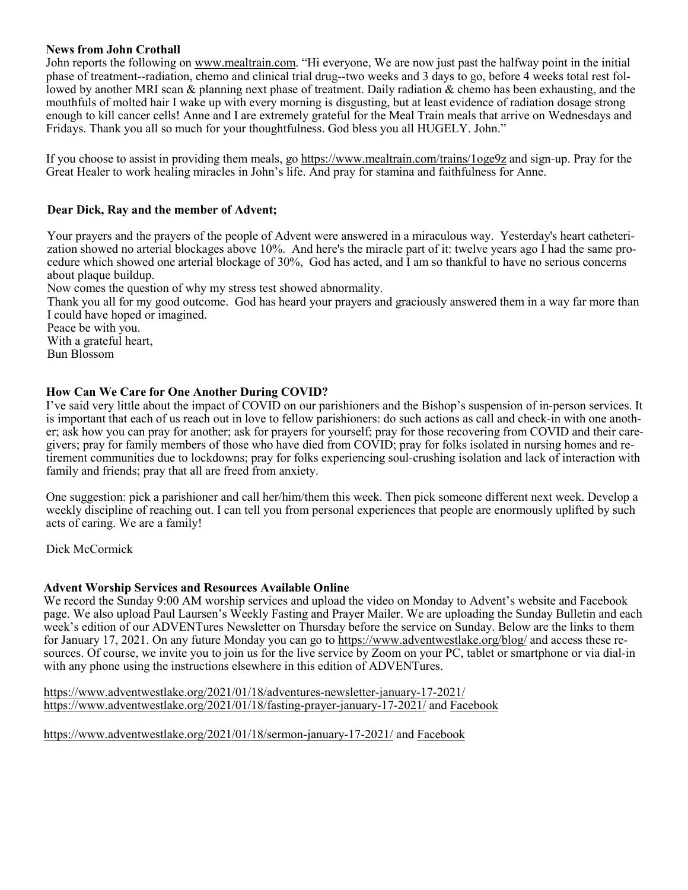**News from John Crothall**

John reports the following on www.mealtrain.com. "Hi everyone, We are now just past the halfway point in the initial phase of treatment--radiation, chemo and clinical trial drug--two weeks and 3 days to go, before 4 weeks total rest followed by another MRI scan & planning next phase of treatment. Daily radiation & chemo has been exhausting, and the mouthfuls of molted hair I wake up with every morning is disgusting, but at least evidence of radiation dosage strong enough to kill cancer cells! Anne and I are extremely grateful for the Meal Train meals that arrive on Wednesdays and Fridays. Thank you all so much for your thoughtfulness. God bless you all HUGELY. John."

If you choose to assist in providing them meals, go https://www.mealtrain.com/trains/1oge9z and sign-up. Pray for the Great Healer to work healing miracles in John's life. And pray for stamina and faithfulness for Anne.

**Dear Dick, Ray and the member of Advent;**

Your prayers and the prayers of the people of Advent were answered in a miraculous way. Yesterday's heart catheterization showed no arterial blockages above 10%. And here's the miracle part of it: twelve years ago I had the same procedure which showed one arterial blockage of 30%, God has acted, and I am so thankful to have no serious concerns about plaque buildup.

Now comes the question of why my stress test showed abnormality.

Thank you all for my good outcome. God has heard your prayers and graciously answered them in a way far more than I could have hoped or imagined.

Peace be with you.

With a grateful heart,

Bun Blossom

**How Can We Care for One Another During COVID?**

I've said very little about the impact of COVID on our parishioners and the Bishop's suspension of in-person services. It is important that each of us reach out in love to fellow parishioners: do such actions as call and check-in with one another; ask how you can pray for another; ask for prayers for yourself; pray for those recovering from COVID and their caregivers; pray for family members of those who have died from COVID; pray for folks isolated in nursing homes and retirement communities due to lockdowns; pray for folks experiencing soul-crushing isolation and lack of interaction with family and friends; pray that all are freed from anxiety.

One suggestion: pick a parishioner and call her/him/them this week. Then pick someone different next week. Develop a weekly discipline of reaching out. I can tell you from personal experiences that people are enormously uplifted by such acts of caring. We are a family!

Dick McCormick

**Advent Worship Services and Resources Available Online**

We record the Sunday 9:00 AM worship services and upload the video on Monday to Advent's website and Facebook page. We also upload Paul Laursen's Weekly Fasting and Prayer Mailer. We are uploading the Sunday Bulletin and each week's edition of our ADVENTures Newsletter on Thursday before the service on Sunday. Below are the links to them for January 17, 2021. On any future Monday you can go to https://www.adventwestlake.org/blog/ and access these resources. Of course, we invite you to join us for the live service by Zoom on your PC, tablet or smartphone or via dial-in with any phone using the instructions elsewhere in this edition of ADVENTures.

https://www.adventwestlake.org/2021/01/18/adventures-newsletter-january-17-2021/
https://www.adventwestlake.org/2021/01/18/fasting-prayer-january-17-2021/ and Facebook

https://www.adventwestlake.org/2021/01/18/sermon-january-17-2021/ and Facebook